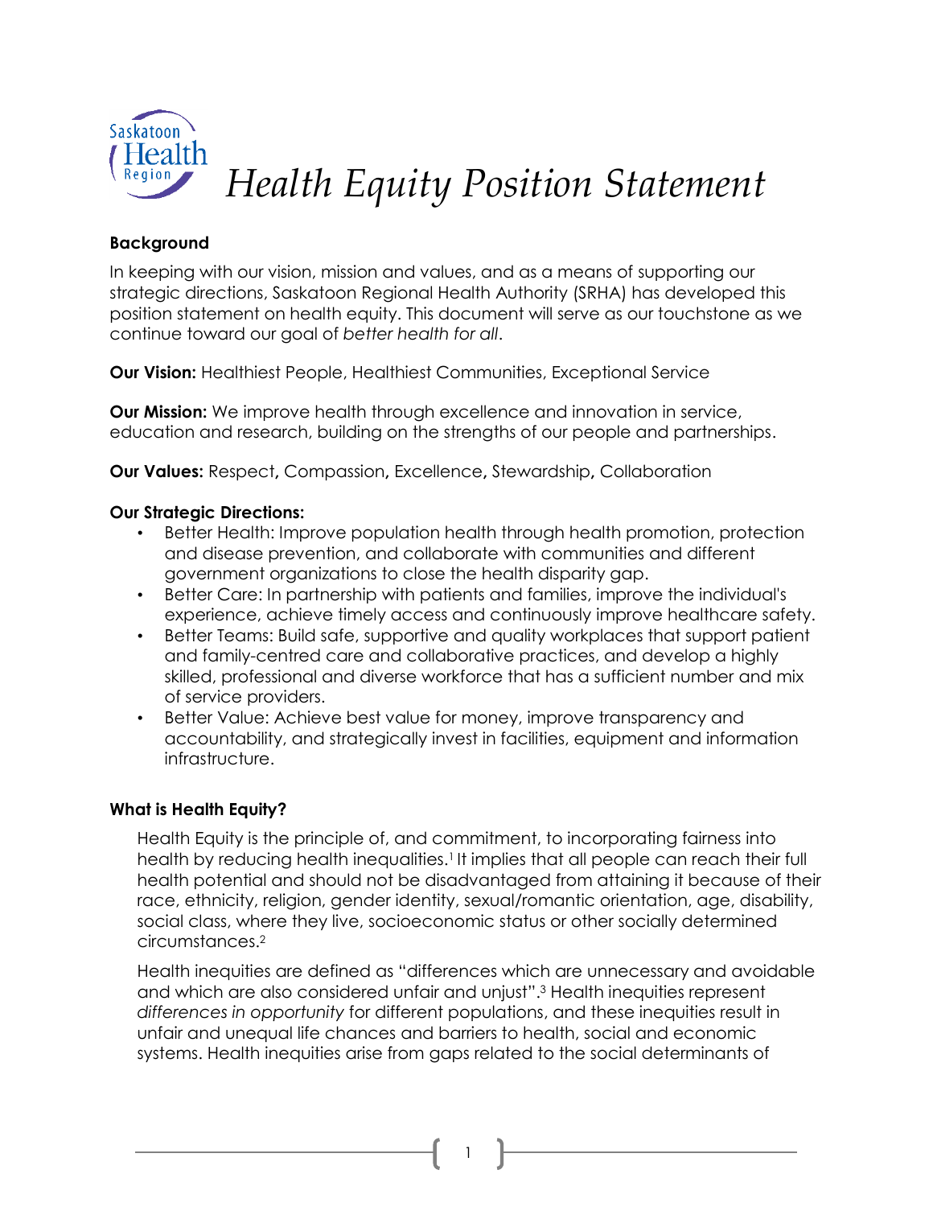# Health Equity Position Statement

**Background**

In keeping with our vision, mission and values, and as a means of supporting our strategic directions, Saskatoon Regional Health Authority (SRHA) has developed this position statement on health equity. This document will serve as our touchstone as we continue toward our goal of *better health for all*.

**Our Vision:** Healthiest People, Healthiest Communities, Exceptional Service

**Our Mission:** We improve health through excellence and innovation in service, education and research, building on the strengths of our people and partnerships.

**Our Values:** Respect**,** Compassion**,** Excellence**,** Stewardship**,** Collaboration

**Our Strategic Directions:**

- Better Health: Improve population health through health promotion, protection and disease prevention, and collaborate with communities and different government organizations to close the health disparity gap.
- Better Care: In partnership with patients and families, improve the individual's experience, achieve timely access and continuously improve healthcare safety.
- Better Teams: Build safe, supportive and quality workplaces that support patient and family-centred care and collaborative practices, and develop a highly skilled, professional and diverse workforce that has a sufficient number and mix of service providers.
- Better Value: Achieve best value for money, improve transparency and accountability, and strategically invest in facilities, equipment and information infrastructure.

**What is Health Equity?**

Health Equity is the principle of, and commitment, to incorporating fairness into health by reducing health inequalities.[1] It implies that all people can reach their full health potential and should not be disadvantaged from attaining it because of their race, ethnicity, religion, gender identity, sexual/romantic orientation, age, disability, social class, where they live, socioeconomic status or other socially determined circumstances.[2]

Health inequities are defined as "differences which are unnecessary and avoidable and which are also considered unfair and unjust".[3] Health inequities represent *differences in opportunity* for different populations, and these inequities result in unfair and unequal life chances and barriers to health, social and economic systems. Health inequities arise from gaps related to the social determinants of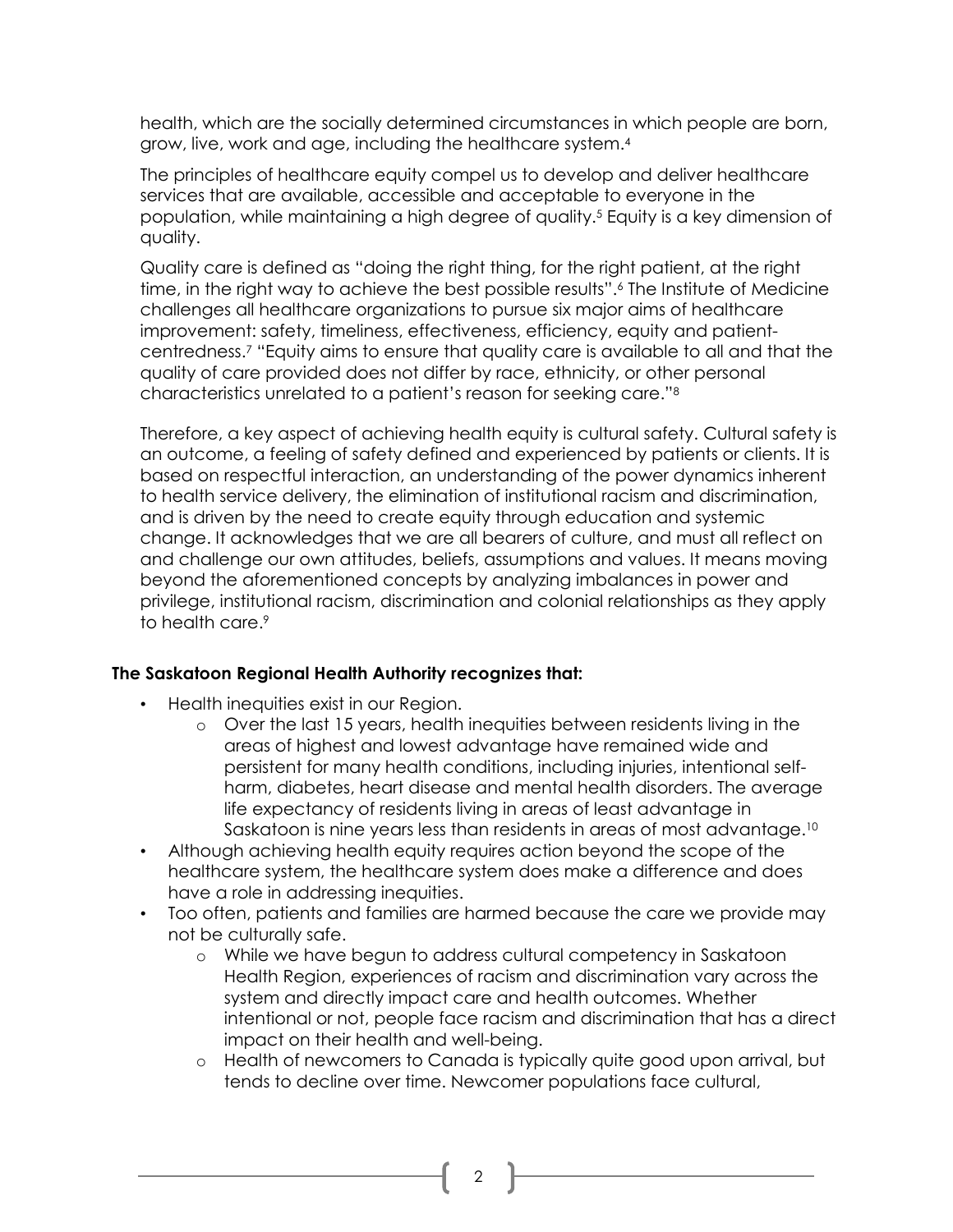health, which are the socially determined circumstances in which people are born, grow, live, work and age, including the healthcare system.[4]

The principles of healthcare equity compel us to develop and deliver healthcare services that are available, accessible and acceptable to everyone in the population, while maintaining a high degree of quality.[5] Equity is a key dimension of quality.

Quality care is defined as "doing the right thing, for the right patient, at the right time, in the right way to achieve the best possible results".[6] The Institute of Medicine challenges all healthcare organizations to pursue six major aims of healthcare improvement: safety, timeliness, effectiveness, efficiency, equity and patient-centredness.[7] "Equity aims to ensure that quality care is available to all and that the quality of care provided does not differ by race, ethnicity, or other personal characteristics unrelated to a patient's reason for seeking care."[8]

Therefore, a key aspect of achieving health equity is cultural safety. Cultural safety is an outcome, a feeling of safety defined and experienced by patients or clients. It is based on respectful interaction, an understanding of the power dynamics inherent to health service delivery, the elimination of institutional racism and discrimination, and is driven by the need to create equity through education and systemic change. It acknowledges that we are all bearers of culture, and must all reflect on and challenge our own attitudes, beliefs, assumptions and values. It means moving beyond the aforementioned concepts by analyzing imbalances in power and privilege, institutional racism, discrimination and colonial relationships as they apply to health care.[9]

**The Saskatoon Regional Health Authority recognizes that:**

- Health inequities exist in our Region.
  - Over the last 15 years, health inequities between residents living in the areas of highest and lowest advantage have remained wide and persistent for many health conditions, including injuries, intentional self-harm, diabetes, heart disease and mental health disorders. The average life expectancy of residents living in areas of least advantage in Saskatoon is nine years less than residents in areas of most advantage.[10]
- Although achieving health equity requires action beyond the scope of the healthcare system, the healthcare system does make a difference and does have a role in addressing inequities.
- Too often, patients and families are harmed because the care we provide may not be culturally safe.
  - While we have begun to address cultural competency in Saskatoon Health Region, experiences of racism and discrimination vary across the system and directly impact care and health outcomes. Whether intentional or not, people face racism and discrimination that has a direct impact on their health and well-being.
  - Health of newcomers to Canada is typically quite good upon arrival, but tends to decline over time. Newcomer populations face cultural,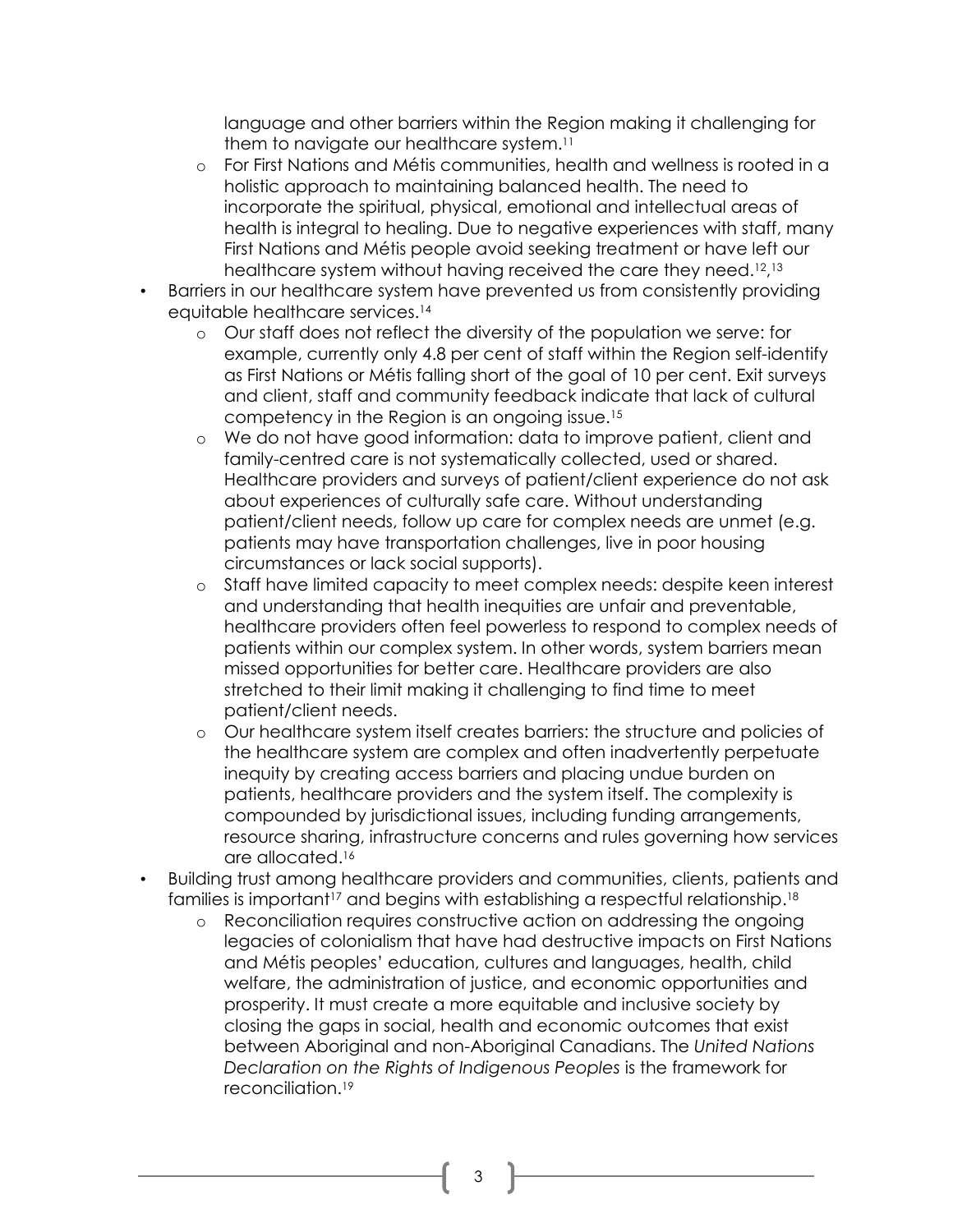language and other barriers within the Region making it challenging for them to navigate our healthcare system.[11]
  - For First Nations and Métis communities, health and wellness is rooted in a holistic approach to maintaining balanced health. The need to incorporate the spiritual, physical, emotional and intellectual areas of health is integral to healing. Due to negative experiences with staff, many First Nations and Métis people avoid seeking treatment or have left our healthcare system without having received the care they need.[12,13]
- Barriers in our healthcare system have prevented us from consistently providing equitable healthcare services.[14]
  - Our staff does not reflect the diversity of the population we serve: for example, currently only 4.8 per cent of staff within the Region self-identify as First Nations or Métis falling short of the goal of 10 per cent. Exit surveys and client, staff and community feedback indicate that lack of cultural competency in the Region is an ongoing issue.[15]
  - We do not have good information: data to improve patient, client and family-centred care is not systematically collected, used or shared. Healthcare providers and surveys of patient/client experience do not ask about experiences of culturally safe care. Without understanding patient/client needs, follow up care for complex needs are unmet (e.g. patients may have transportation challenges, live in poor housing circumstances or lack social supports).
  - Staff have limited capacity to meet complex needs: despite keen interest and understanding that health inequities are unfair and preventable, healthcare providers often feel powerless to respond to complex needs of patients within our complex system. In other words, system barriers mean missed opportunities for better care. Healthcare providers are also stretched to their limit making it challenging to find time to meet patient/client needs.
  - Our healthcare system itself creates barriers: the structure and policies of the healthcare system are complex and often inadvertently perpetuate inequity by creating access barriers and placing undue burden on patients, healthcare providers and the system itself. The complexity is compounded by jurisdictional issues, including funding arrangements, resource sharing, infrastructure concerns and rules governing how services are allocated.[16]
- Building trust among healthcare providers and communities, clients, patients and families is important[17] and begins with establishing a respectful relationship.[18]
  - Reconciliation requires constructive action on addressing the ongoing legacies of colonialism that have had destructive impacts on First Nations and Métis peoples' education, cultures and languages, health, child welfare, the administration of justice, and economic opportunities and prosperity. It must create a more equitable and inclusive society by closing the gaps in social, health and economic outcomes that exist between Aboriginal and non-Aboriginal Canadians. The *United Nations Declaration on the Rights of Indigenous Peoples* is the framework for reconciliation.[19]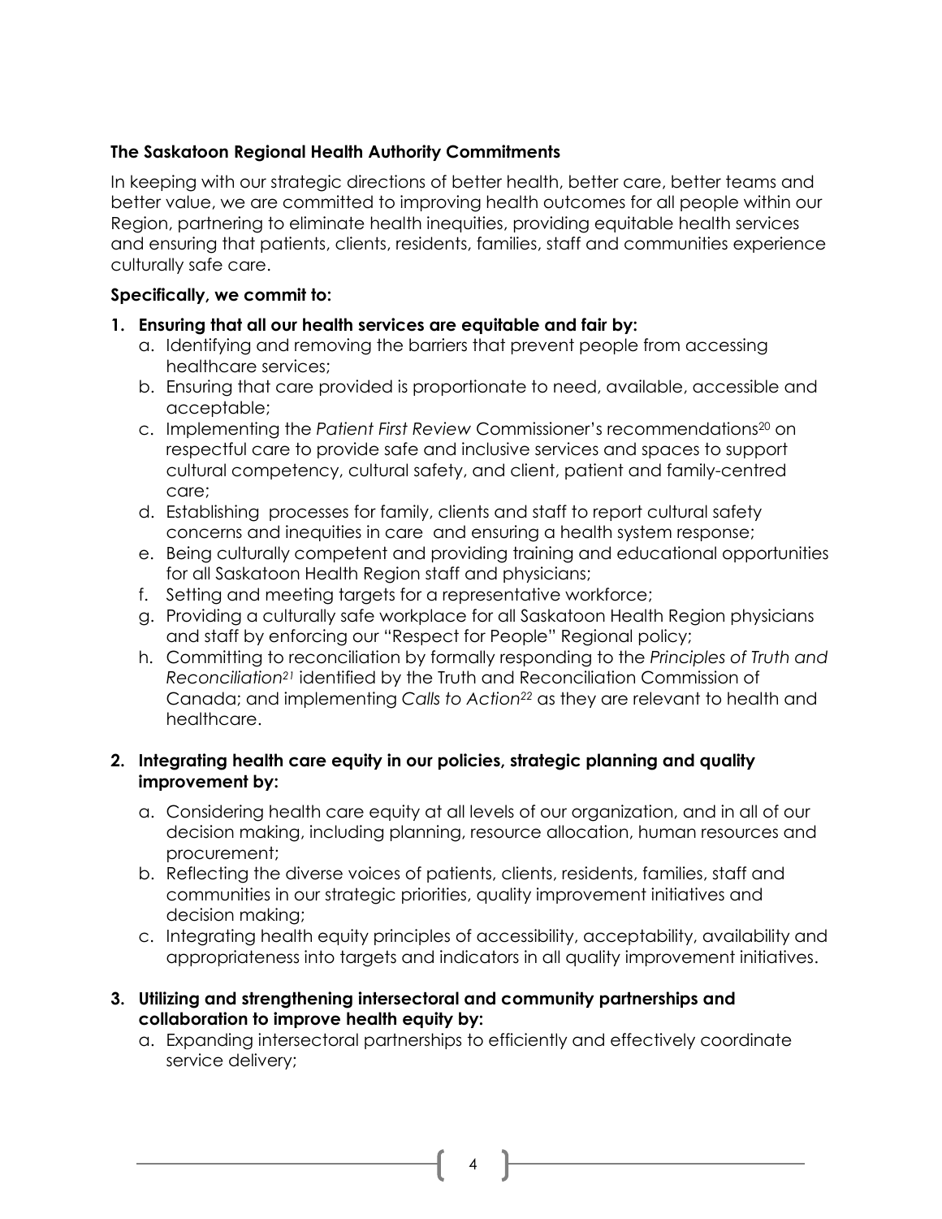**The Saskatoon Regional Health Authority Commitments**

In keeping with our strategic directions of better health, better care, better teams and better value, we are committed to improving health outcomes for all people within our Region, partnering to eliminate health inequities, providing equitable health services and ensuring that patients, clients, residents, families, staff and communities experience culturally safe care.

**Specifically, we commit to:**

1. **Ensuring that all our health services are equitable and fair by:**
    a. Identifying and removing the barriers that prevent people from accessing healthcare services;
    b. Ensuring that care provided is proportionate to need, available, accessible and acceptable;
    c. Implementing the *Patient First Review* Commissioner's recommendations[20] on respectful care to provide safe and inclusive services and spaces to support cultural competency, cultural safety, and client, patient and family-centred care;
    d. Establishing processes for family, clients and staff to report cultural safety concerns and inequities in care and ensuring a health system response;
    e. Being culturally competent and providing training and educational opportunities for all Saskatoon Health Region staff and physicians;
    f. Setting and meeting targets for a representative workforce;
    g. Providing a culturally safe workplace for all Saskatoon Health Region physicians and staff by enforcing our "Respect for People" Regional policy;
    h. Committing to reconciliation by formally responding to the *Principles of Truth and Reconciliation*[21] identified by the Truth and Reconciliation Commission of Canada; and implementing *Calls to Action*[22] as they are relevant to health and healthcare.

2. **Integrating health care equity in our policies, strategic planning and quality improvement by:**
    a. Considering health care equity at all levels of our organization, and in all of our decision making, including planning, resource allocation, human resources and procurement;
    b. Reflecting the diverse voices of patients, clients, residents, families, staff and communities in our strategic priorities, quality improvement initiatives and decision making;
    c. Integrating health equity principles of accessibility, acceptability, availability and appropriateness into targets and indicators in all quality improvement initiatives.

3. **Utilizing and strengthening intersectoral and community partnerships and collaboration to improve health equity by:**
    a. Expanding intersectoral partnerships to efficiently and effectively coordinate service delivery;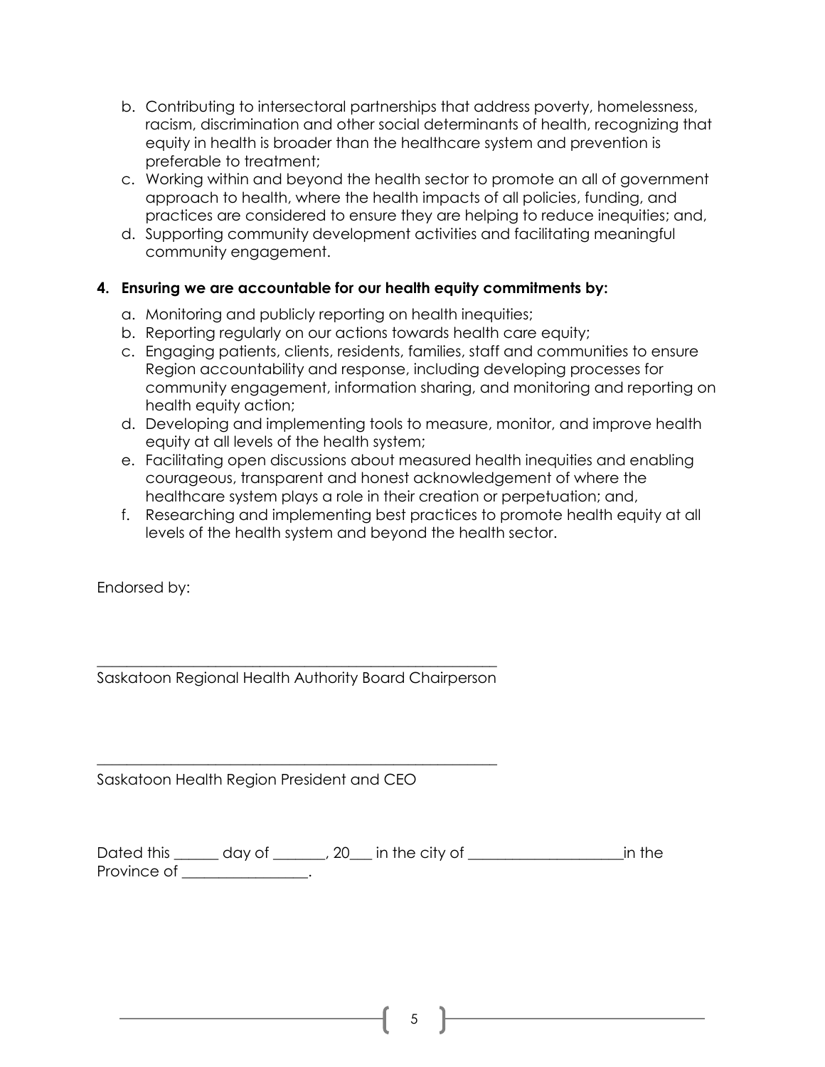b. Contributing to intersectoral partnerships that address poverty, homelessness, racism, discrimination and other social determinants of health, recognizing that equity in health is broader than the healthcare system and prevention is preferable to treatment;
c. Working within and beyond the health sector to promote an all of government approach to health, where the health impacts of all policies, funding, and practices are considered to ensure they are helping to reduce inequities; and,
d. Supporting community development activities and facilitating meaningful community engagement.

**4. Ensuring we are accountable for our health equity commitments by:**

a. Monitoring and publicly reporting on health inequities;
b. Reporting regularly on our actions towards health care equity;
c. Engaging patients, clients, residents, families, staff and communities to ensure Region accountability and response, including developing processes for community engagement, information sharing, and monitoring and reporting on health equity action;
d. Developing and implementing tools to measure, monitor, and improve health equity at all levels of the health system;
e. Facilitating open discussions about measured health inequities and enabling courageous, transparent and honest acknowledgement of where the healthcare system plays a role in their creation or perpetuation; and,
f. Researching and implementing best practices to promote health equity at all levels of the health system and beyond the health sector.

Endorsed by:

_______________________________________________________

Saskatoon Regional Health Authority Board Chairperson

_______________________________________________________

Saskatoon Health Region President and CEO

Dated this ______ day of _______, 20___ in the city of ____________________in the Province of ________________.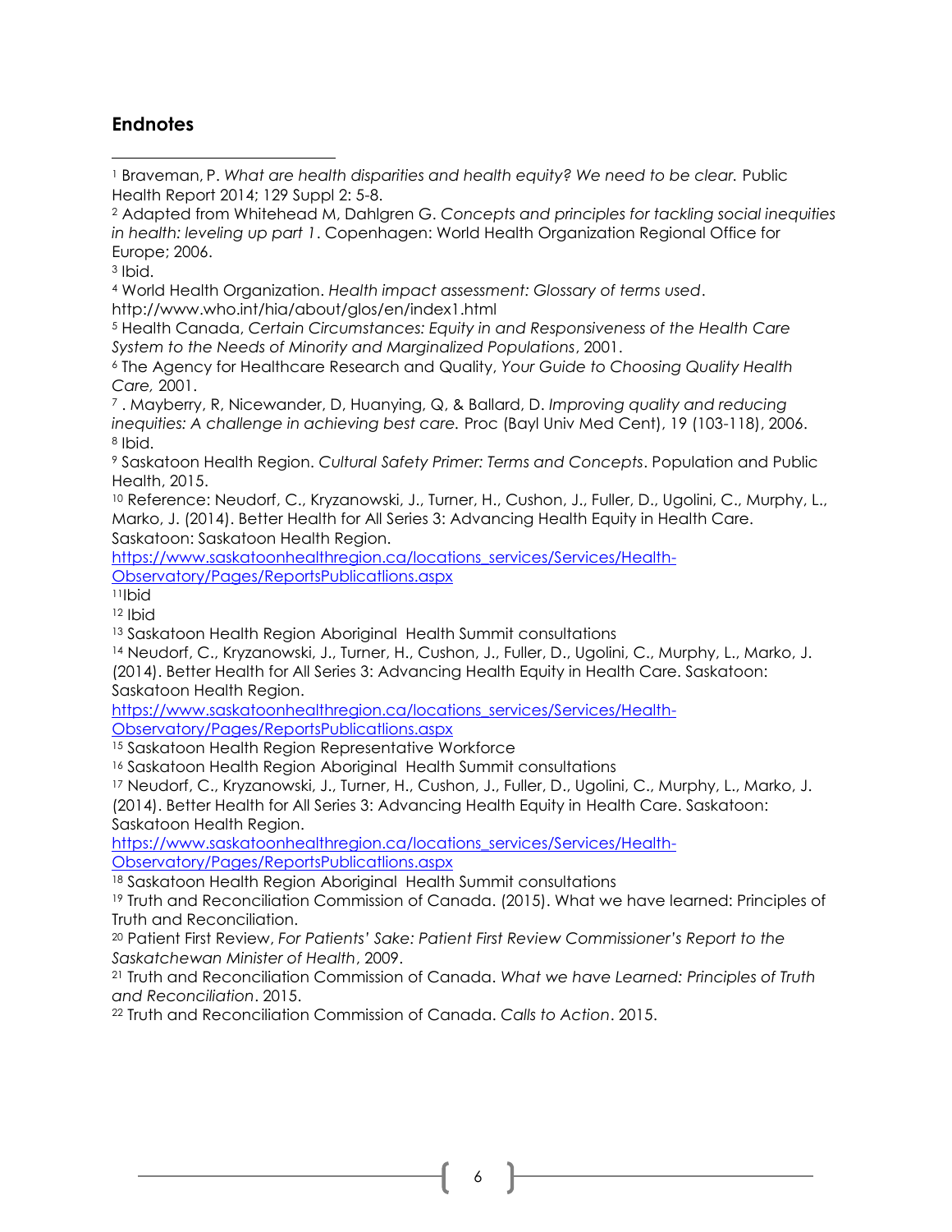## Endnotes

[1] Braveman, P. *What are health disparities and health equity? We need to be clear.* Public Health Report 2014; 129 Suppl 2: 5-8.
[2] Adapted from Whitehead M, Dahlgren G. *Concepts and principles for tackling social inequities in health: leveling up part 1*. Copenhagen: World Health Organization Regional Office for Europe; 2006.
[3] Ibid.
[4] World Health Organization. *Health impact assessment: Glossary of terms used*. http://www.who.int/hia/about/glos/en/index1.html
[5] Health Canada, *Certain Circumstances: Equity in and Responsiveness of the Health Care System to the Needs of Minority and Marginalized Populations*, 2001.
[6] The Agency for Healthcare Research and Quality, *Your Guide to Choosing Quality Health Care,* 2001.
[7] . Mayberry, R, Nicewander, D, Huanying, Q, & Ballard, D. *Improving quality and reducing inequities: A challenge in achieving best care.* Proc (Bayl Univ Med Cent), 19 (103-118), 2006.
[8] Ibid.
[9] Saskatoon Health Region. *Cultural Safety Primer: Terms and Concepts*. Population and Public Health, 2015.
[10] Reference: Neudorf, C., Kryzanowski, J., Turner, H., Cushon, J., Fuller, D., Ugolini, C., Murphy, L., Marko, J. (2014). Better Health for All Series 3: Advancing Health Equity in Health Care. Saskatoon: Saskatoon Health Region. https://www.saskatoonhealthregion.ca/locations_services/Services/Health-Observatory/Pages/ReportsPublicatIions.aspx
[11] Ibid
[12] Ibid
[13] Saskatoon Health Region Aboriginal Health Summit consultations
[14] Neudorf, C., Kryzanowski, J., Turner, H., Cushon, J., Fuller, D., Ugolini, C., Murphy, L., Marko, J. (2014). Better Health for All Series 3: Advancing Health Equity in Health Care. Saskatoon: Saskatoon Health Region. https://www.saskatoonhealthregion.ca/locations_services/Services/Health-Observatory/Pages/ReportsPublicatIions.aspx
[15] Saskatoon Health Region Representative Workforce
[16] Saskatoon Health Region Aboriginal Health Summit consultations
[17] Neudorf, C., Kryzanowski, J., Turner, H., Cushon, J., Fuller, D., Ugolini, C., Murphy, L., Marko, J. (2014). Better Health for All Series 3: Advancing Health Equity in Health Care. Saskatoon: Saskatoon Health Region. https://www.saskatoonhealthregion.ca/locations_services/Services/Health-Observatory/Pages/ReportsPublicatIions.aspx
[18] Saskatoon Health Region Aboriginal Health Summit consultations
[19] Truth and Reconciliation Commission of Canada. (2015). What we have learned: Principles of Truth and Reconciliation.
[20] Patient First Review, *For Patients' Sake: Patient First Review Commissioner's Report to the Saskatchewan Minister of Health*, 2009.
[21] Truth and Reconciliation Commission of Canada. *What we have Learned: Principles of Truth and Reconciliation*. 2015.
[22] Truth and Reconciliation Commission of Canada. *Calls to Action*. 2015.